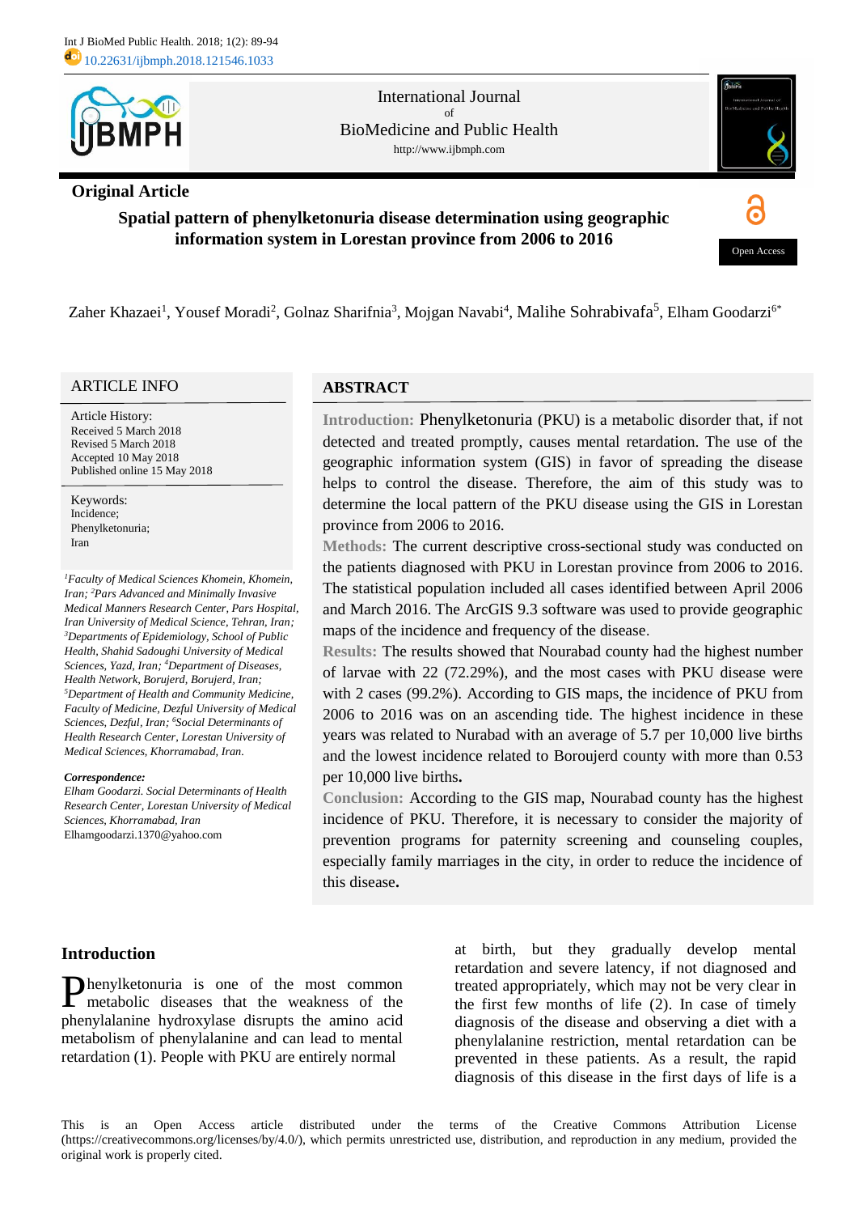International Journal of BioMedicine and Public Health

http://www.ijbmph.com

Original Article

# Spatial pattern of phenylketonuria disease determination using geographic information system in Lorestan province from 2006 to 2016

Open Access

Zaher Khazaei[1], Yousef Moradi[2], Golnaz Sharifnia[3], Mojgan Navabi[4], Malihe Sohrabivafa[5], Elham Goodarzi[6*]

## ARTICLE INFO

Article History:
Received 5 March 2018
Revised 5 March 2018
Accepted 10 May 2018
Published online 15 May 2018

Keywords:
Incidence;
Phenylketonuria;
Iran

*[1]Faculty of Medical Sciences Khomein, Khomein, Iran; [2]Pars Advanced and Minimally Invasive Medical Manners Research Center, Pars Hospital, Iran University of Medical Science, Tehran, Iran; [3]Departments of Epidemiology, School of Public Health, Shahid Sadoughi University of Medical Sciences, Yazd, Iran; [4]Department of Diseases, Health Network, Borujerd, Borujerd, Iran; [5]Department of Health and Community Medicine, Faculty of Medicine, Dezful University of Medical Sciences, Dezful, Iran; [6]Social Determinants of Health Research Center, Lorestan University of Medical Sciences, Khorramabad, Iran.*

***Correspondence:***
*Elham Goodarzi. Social Determinants of Health Research Center, Lorestan University of Medical Sciences, Khorramabad, Iran*
Elhamgoodarzi.1370@yahoo.com

## ABSTRACT

**Introduction:** Phenylketonuria (PKU) is a metabolic disorder that, if not detected and treated promptly, causes mental retardation. The use of the geographic information system (GIS) in favor of spreading the disease helps to control the disease. Therefore, the aim of this study was to determine the local pattern of the PKU disease using the GIS in Lorestan province from 2006 to 2016.

**Methods:** The current descriptive cross-sectional study was conducted on the patients diagnosed with PKU in Lorestan province from 2006 to 2016. The statistical population included all cases identified between April 2006 and March 2016. The ArcGIS 9.3 software was used to provide geographic maps of the incidence and frequency of the disease.

**Results:** The results showed that Nourabad county had the highest number of larvae with 22 (72.29%), and the most cases with PKU disease were with 2 cases (99.2%). According to GIS maps, the incidence of PKU from 2006 to 2016 was on an ascending tide. The highest incidence in these years was related to Nurabad with an average of 5.7 per 10,000 live births and the lowest incidence related to Boroujerd county with more than 0.53 per 10,000 live births**.**

**Conclusion:** According to the GIS map, Nourabad county has the highest incidence of PKU. Therefore, it is necessary to consider the majority of prevention programs for paternity screening and counseling couples, especially family marriages in the city, in order to reduce the incidence of this disease**.**

## Introduction

Phenylketonuria is one of the most common metabolic diseases that the weakness of the phenylalanine hydroxylase disrupts the amino acid metabolism of phenylalanine and can lead to mental retardation (1). People with PKU are entirely normal at birth, but they gradually develop mental retardation and severe latency, if not diagnosed and treated appropriately, which may not be very clear in the first few months of life (2). In case of timely diagnosis of the disease and observing a diet with a phenylalanine restriction, mental retardation can be prevented in these patients. As a result, the rapid diagnosis of this disease in the first days of life is a

This is an Open Access article distributed under the terms of the Creative Commons Attribution License (https://creativecommons.org/licenses/by/4.0/), which permits unrestricted use, distribution, and reproduction in any medium, provided the original work is properly cited.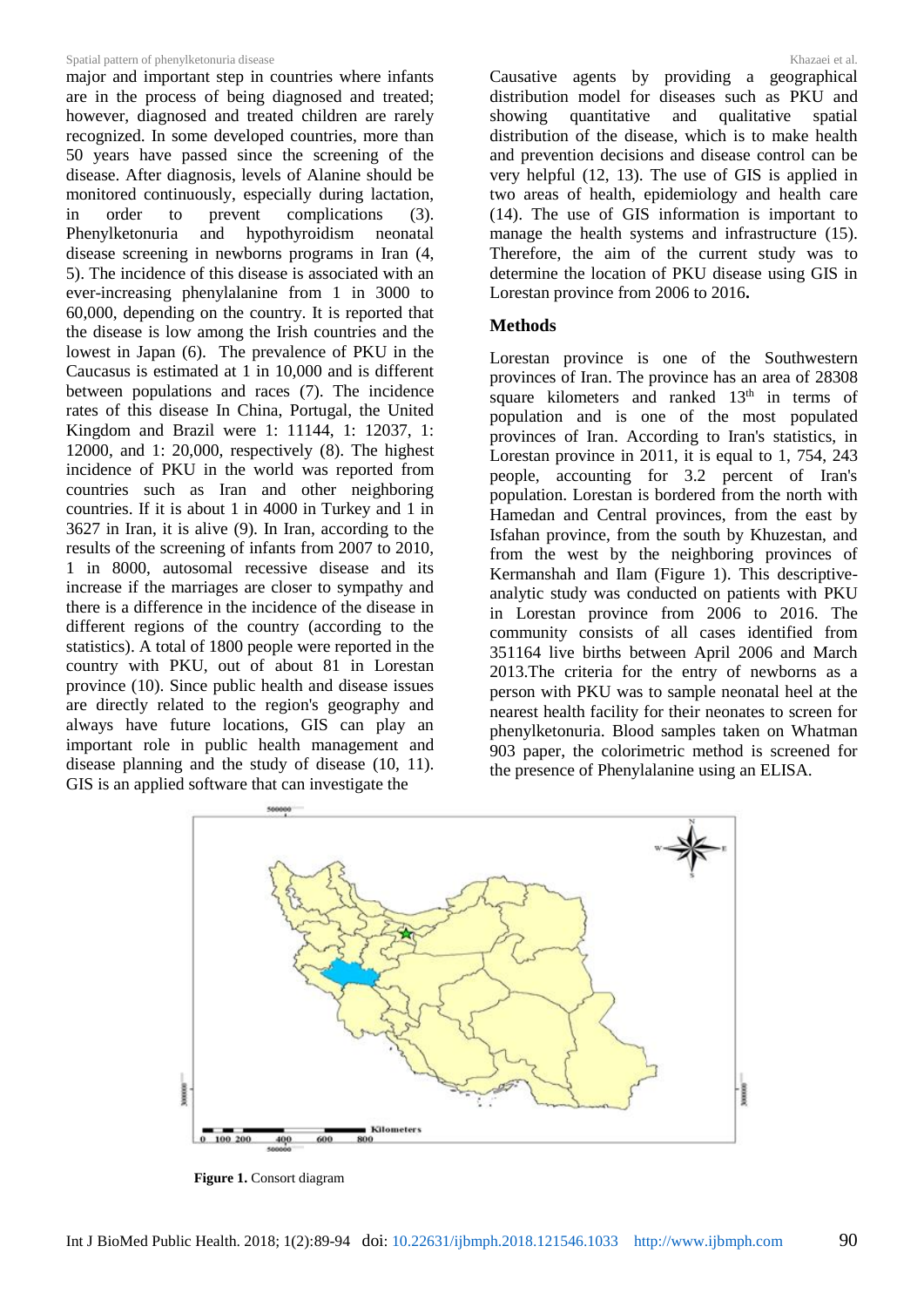major and important step in countries where infants are in the process of being diagnosed and treated; however, diagnosed and treated children are rarely recognized. In some developed countries, more than 50 years have passed since the screening of the disease. After diagnosis, levels of Alanine should be monitored continuously, especially during lactation, in order to prevent complications (3). Phenylketonuria and hypothyroidism neonatal disease screening in newborns programs in Iran (4, 5). The incidence of this disease is associated with an ever-increasing phenylalanine from 1 in 3000 to 60,000, depending on the country. It is reported that the disease is low among the Irish countries and the lowest in Japan (6). The prevalence of PKU in the Caucasus is estimated at 1 in 10,000 and is different between populations and races (7). The incidence rates of this disease In China, Portugal, the United Kingdom and Brazil were 1: 11144, 1: 12037, 1: 12000, and 1: 20,000, respectively (8). The highest incidence of PKU in the world was reported from countries such as Iran and other neighboring countries. If it is about 1 in 4000 in Turkey and 1 in 3627 in Iran, it is alive (9). In Iran, according to the results of the screening of infants from 2007 to 2010, 1 in 8000, autosomal recessive disease and its increase if the marriages are closer to sympathy and there is a difference in the incidence of the disease in different regions of the country (according to the statistics). A total of 1800 people were reported in the country with PKU, out of about 81 in Lorestan province (10). Since public health and disease issues are directly related to the region's geography and always have future locations, GIS can play an important role in public health management and disease planning and the study of disease (10, 11). GIS is an applied software that can investigate the Causative agents by providing a geographical distribution model for diseases such as PKU and showing quantitative and qualitative spatial distribution of the disease, which is to make health and prevention decisions and disease control can be very helpful (12, 13). The use of GIS is applied in two areas of health, epidemiology and health care (14). The use of GIS information is important to manage the health systems and infrastructure (15). Therefore, the aim of the current study was to determine the location of PKU disease using GIS in Lorestan province from 2006 to 2016**.**

## Methods

Lorestan province is one of the Southwestern provinces of Iran. The province has an area of 28308 square kilometers and ranked 13th in terms of population and is one of the most populated provinces of Iran. According to Iran's statistics, in Lorestan province in 2011, it is equal to 1, 754, 243 people, accounting for 3.2 percent of Iran's population. Lorestan is bordered from the north with Hamedan and Central provinces, from the east by Isfahan province, from the south by Khuzestan, and from the west by the neighboring provinces of Kermanshah and Ilam (Figure 1). This descriptive-analytic study was conducted on patients with PKU in Lorestan province from 2006 to 2016. The community consists of all cases identified from 351164 live births between April 2006 and March 2013.The criteria for the entry of newborns as a person with PKU was to sample neonatal heel at the nearest health facility for their neonates to screen for phenylketonuria. Blood samples taken on Whatman 903 paper, the colorimetric method is screened for the presence of Phenylalanine using an ELISA.

**Figure 1.** Consort diagram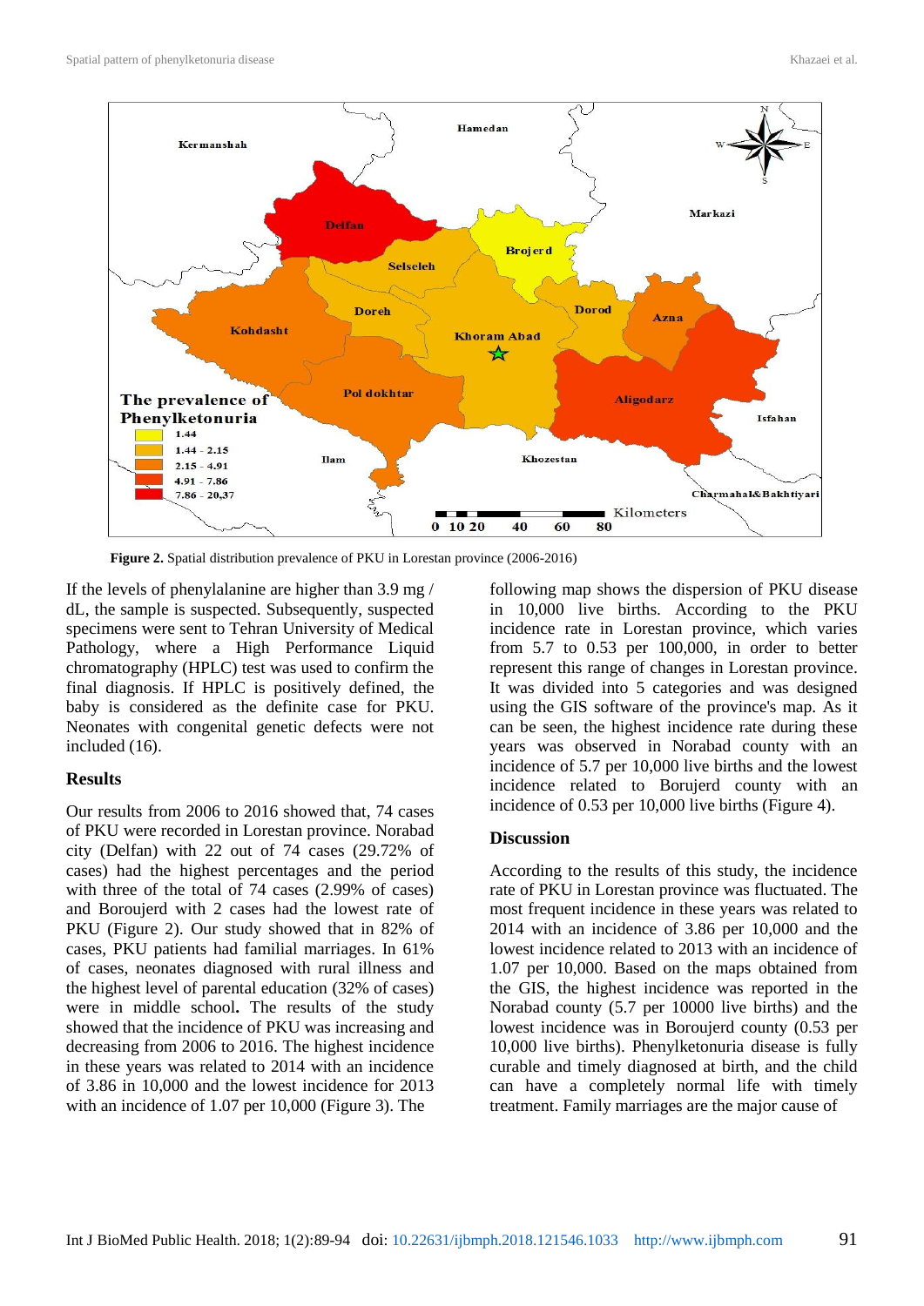**Figure 2.** Spatial distribution prevalence of PKU in Lorestan province (2006-2016)

If the levels of phenylalanine are higher than 3.9 mg / dL, the sample is suspected. Subsequently, suspected specimens were sent to Tehran University of Medical Pathology, where a High Performance Liquid chromatography (HPLC) test was used to confirm the final diagnosis. If HPLC is positively defined, the baby is considered as the definite case for PKU. Neonates with congenital genetic defects were not included (16).

## Results

Our results from 2006 to 2016 showed that, 74 cases of PKU were recorded in Lorestan province. Norabad city (Delfan) with 22 out of 74 cases (29.72% of cases) had the highest percentages and the period with three of the total of 74 cases (2.99% of cases) and Boroujerd with 2 cases had the lowest rate of PKU (Figure 2). Our study showed that in 82% of cases, PKU patients had familial marriages. In 61% of cases, neonates diagnosed with rural illness and the highest level of parental education (32% of cases) were in middle school**.** The results of the study showed that the incidence of PKU was increasing and decreasing from 2006 to 2016. The highest incidence in these years was related to 2014 with an incidence of 3.86 in 10,000 and the lowest incidence for 2013 with an incidence of 1.07 per 10,000 (Figure 3). The following map shows the dispersion of PKU disease in 10,000 live births. According to the PKU incidence rate in Lorestan province, which varies from 5.7 to 0.53 per 100,000, in order to better represent this range of changes in Lorestan province. It was divided into 5 categories and was designed using the GIS software of the province's map. As it can be seen, the highest incidence rate during these years was observed in Norabad county with an incidence of 5.7 per 10,000 live births and the lowest incidence related to Borujerd county with an incidence of 0.53 per 10,000 live births (Figure 4).

## Discussion

According to the results of this study, the incidence rate of PKU in Lorestan province was fluctuated. The most frequent incidence in these years was related to 2014 with an incidence of 3.86 per 10,000 and the lowest incidence related to 2013 with an incidence of 1.07 per 10,000. Based on the maps obtained from the GIS, the highest incidence was reported in the Norabad county (5.7 per 10000 live births) and the lowest incidence was in Boroujerd county (0.53 per 10,000 live births). Phenylketonuria disease is fully curable and timely diagnosed at birth, and the child can have a completely normal life with timely treatment. Family marriages are the major cause of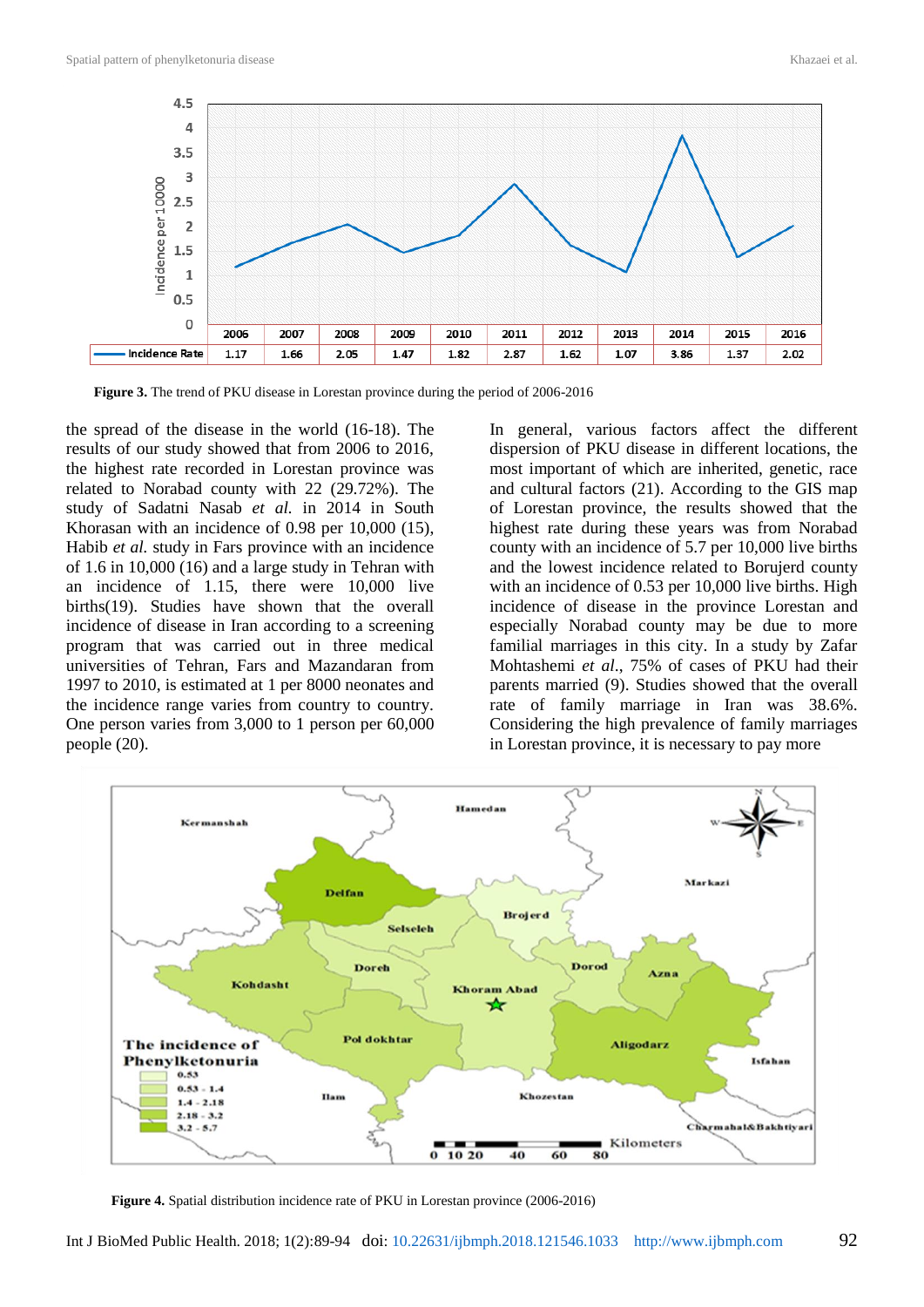**Figure 3.** The trend of PKU disease in Lorestan province during the period of 2006-2016

the spread of the disease in the world (16-18). The results of our study showed that from 2006 to 2016, the highest rate recorded in Lorestan province was related to Norabad county with 22 (29.72%). The study of Sadatni Nasab *et al.* in 2014 in South Khorasan with an incidence of 0.98 per 10,000 (15), Habib *et al.* study in Fars province with an incidence of 1.6 in 10,000 (16) and a large study in Tehran with an incidence of 1.15, there were 10,000 live births(19). Studies have shown that the overall incidence of disease in Iran according to a screening program that was carried out in three medical universities of Tehran, Fars and Mazandaran from 1997 to 2010, is estimated at 1 per 8000 neonates and the incidence range varies from country to country. One person varies from 3,000 to 1 person per 60,000 people (20).

In general, various factors affect the different dispersion of PKU disease in different locations, the most important of which are inherited, genetic, race and cultural factors (21). According to the GIS map of Lorestan province, the results showed that the highest rate during these years was from Norabad county with an incidence of 5.7 per 10,000 live births and the lowest incidence related to Borujerd county with an incidence of 0.53 per 10,000 live births. High incidence of disease in the province Lorestan and especially Norabad county may be due to more familial marriages in this city. In a study by Zafar Mohtashemi *et al*., 75% of cases of PKU had their parents married (9). Studies showed that the overall rate of family marriage in Iran was 38.6%. Considering the high prevalence of family marriages in Lorestan province, it is necessary to pay more

**Figure 4.** Spatial distribution incidence rate of PKU in Lorestan province (2006-2016)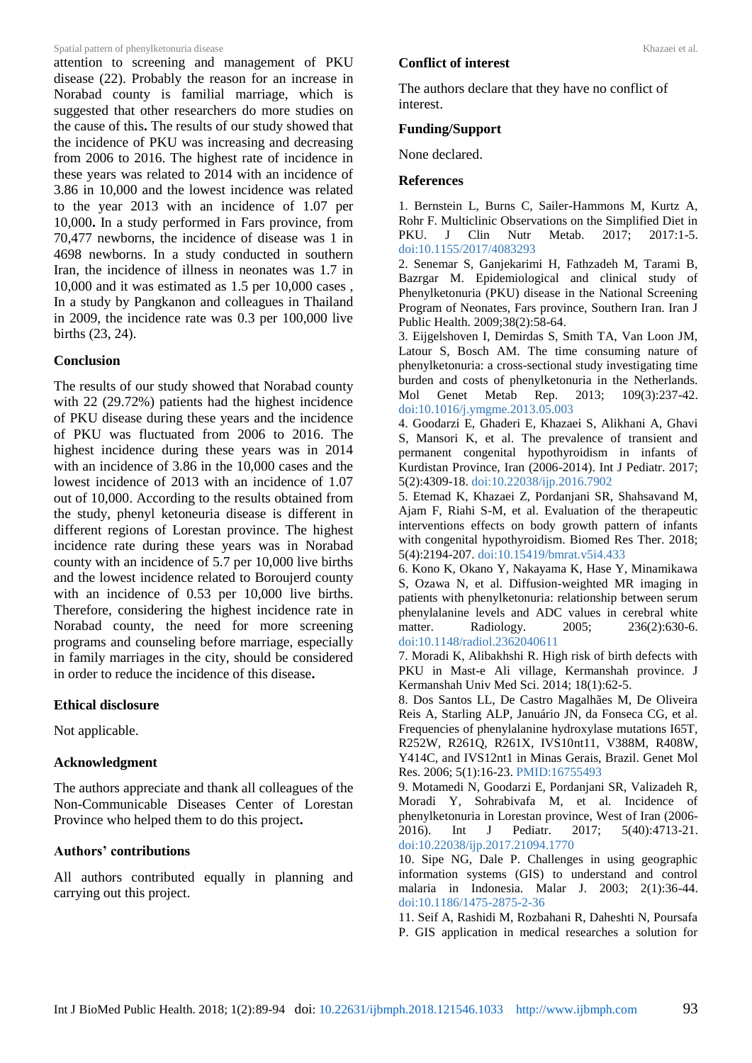attention to screening and management of PKU disease (22). Probably the reason for an increase in Norabad county is familial marriage, which is suggested that other researchers do more studies on the cause of this**.** The results of our study showed that the incidence of PKU was increasing and decreasing from 2006 to 2016. The highest rate of incidence in these years was related to 2014 with an incidence of 3.86 in 10,000 and the lowest incidence was related to the year 2013 with an incidence of 1.07 per 10,000**.** In a study performed in Fars province, from 70,477 newborns, the incidence of disease was 1 in 4698 newborns. In a study conducted in southern Iran, the incidence of illness in neonates was 1.7 in 10,000 and it was estimated as 1.5 per 10,000 cases , In a study by Pangkanon and colleagues in Thailand in 2009, the incidence rate was 0.3 per 100,000 live births (23, 24).

### Conclusion

The results of our study showed that Norabad county with 22 (29.72%) patients had the highest incidence of PKU disease during these years and the incidence of PKU was fluctuated from 2006 to 2016. The highest incidence during these years was in 2014 with an incidence of 3.86 in the 10,000 cases and the lowest incidence of 2013 with an incidence of 1.07 out of 10,000. According to the results obtained from the study, phenyl ketoneuria disease is different in different regions of Lorestan province. The highest incidence rate during these years was in Norabad county with an incidence of 5.7 per 10,000 live births and the lowest incidence related to Boroujerd county with an incidence of 0.53 per 10,000 live births. Therefore, considering the highest incidence rate in Norabad county, the need for more screening programs and counseling before marriage, especially in family marriages in the city, should be considered in order to reduce the incidence of this disease**.**

### Ethical disclosure

Not applicable.

### Acknowledgment

The authors appreciate and thank all colleagues of the Non-Communicable Diseases Center of Lorestan Province who helped them to do this project**.**

### Authors' contributions

All authors contributed equally in planning and carrying out this project.

### Conflict of interest

The authors declare that they have no conflict of interest.

### Funding/Support

None declared.

### References

1. Bernstein L, Burns C, Sailer-Hammons M, Kurtz A, Rohr F. Multiclinic Observations on the Simplified Diet in PKU. J Clin Nutr Metab. 2017; 2017:1-5. doi:10.1155/2017/4083293
2. Senemar S, Ganjekarimi H, Fathzadeh M, Tarami B, Bazrgar M. Epidemiological and clinical study of Phenylketonuria (PKU) disease in the National Screening Program of Neonates, Fars province, Southern Iran. Iran J Public Health. 2009;38(2):58-64.
3. Eijgelshoven I, Demirdas S, Smith TA, Van Loon JM, Latour S, Bosch AM. The time consuming nature of phenylketonuria: a cross-sectional study investigating time burden and costs of phenylketonuria in the Netherlands. Mol Genet Metab Rep. 2013; 109(3):237-42. doi:10.1016/j.ymgme.2013.05.003
4. Goodarzi E, Ghaderi E, Khazaei S, Alikhani A, Ghavi S, Mansori K, et al. The prevalence of transient and permanent congenital hypothyroidism in infants of Kurdistan Province, Iran (2006-2014). Int J Pediatr. 2017; 5(2):4309-18. doi:10.22038/ijp.2016.7902
5. Etemad K, Khazaei Z, Pordanjani SR, Shahsavand M, Ajam F, Riahi S-M, et al. Evaluation of the therapeutic interventions effects on body growth pattern of infants with congenital hypothyroidism. Biomed Res Ther. 2018; 5(4):2194-207. doi:10.15419/bmrat.v5i4.433
6. Kono K, Okano Y, Nakayama K, Hase Y, Minamikawa S, Ozawa N, et al. Diffusion-weighted MR imaging in patients with phenylketonuria: relationship between serum phenylalanine levels and ADC values in cerebral white matter. Radiology. 2005; 236(2):630-6. doi:10.1148/radiol.2362040611
7. Moradi K, Alibakhshi R. High risk of birth defects with PKU in Mast-e Ali village, Kermanshah province. J Kermanshah Univ Med Sci. 2014; 18(1):62-5.
8. Dos Santos LL, De Castro Magalhães M, De Oliveira Reis A, Starling ALP, Januário JN, da Fonseca CG, et al. Frequencies of phenylalanine hydroxylase mutations I65T, R252W, R261Q, R261X, IVS10nt11, V388M, R408W, Y414C, and IVS12nt1 in Minas Gerais, Brazil. Genet Mol Res. 2006; 5(1):16-23. PMID:16755493
9. Motamedi N, Goodarzi E, Pordanjani SR, Valizadeh R, Moradi Y, Sohrabivafa M, et al. Incidence of phenylketonuria in Lorestan province, West of Iran (2006-2016). Int J Pediatr. 2017; 5(40):4713-21. doi:10.22038/ijp.2017.21094.1770
10. Sipe NG, Dale P. Challenges in using geographic information systems (GIS) to understand and control malaria in Indonesia. Malar J. 2003; 2(1):36-44. doi:10.1186/1475-2875-2-36
11. Seif A, Rashidi M, Rozbahani R, Daheshti N, Poursafa P. GIS application in medical researches a solution for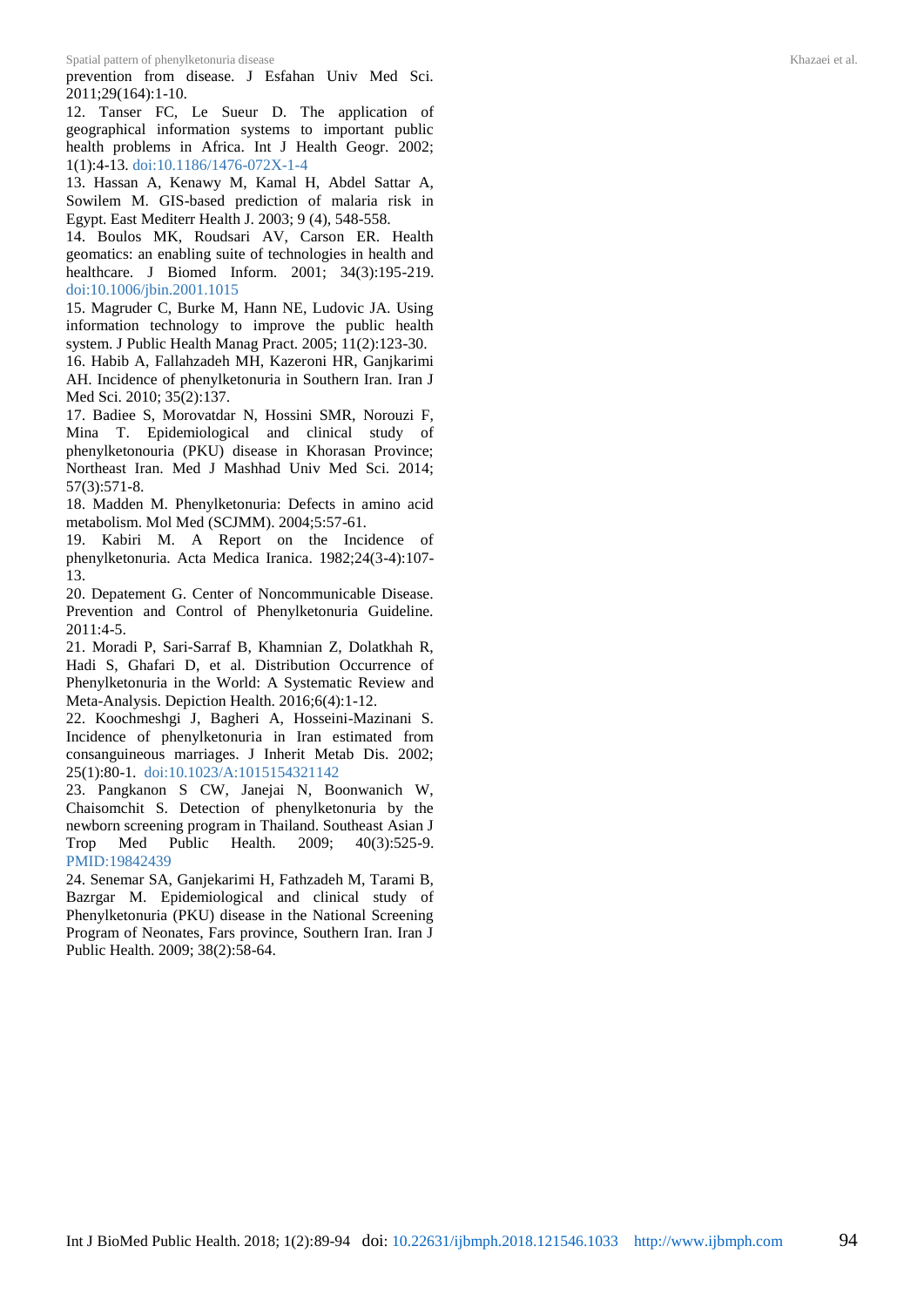prevention from disease. J Esfahan Univ Med Sci. 2011;29(164):1-10.

12. Tanser FC, Le Sueur D. The application of geographical information systems to important public health problems in Africa. Int J Health Geogr. 2002; 1(1):4-13. doi:10.1186/1476-072X-1-4

13. Hassan A, Kenawy M, Kamal H, Abdel Sattar A, Sowilem M. GIS-based prediction of malaria risk in Egypt. East Mediterr Health J. 2003; 9 (4), 548-558.

14. Boulos MK, Roudsari AV, Carson ER. Health geomatics: an enabling suite of technologies in health and healthcare. J Biomed Inform. 2001; 34(3):195-219. doi:10.1006/jbin.2001.1015

15. Magruder C, Burke M, Hann NE, Ludovic JA. Using information technology to improve the public health system. J Public Health Manag Pract. 2005; 11(2):123-30.

16. Habib A, Fallahzadeh MH, Kazeroni HR, Ganjkarimi AH. Incidence of phenylketonuria in Southern Iran. Iran J Med Sci. 2010; 35(2):137.

17. Badiee S, Morovatdar N, Hossini SMR, Norouzi F, Mina T. Epidemiological and clinical study of phenylketonouria (PKU) disease in Khorasan Province; Northeast Iran. Med J Mashhad Univ Med Sci. 2014; 57(3):571-8.

18. Madden M. Phenylketonuria: Defects in amino acid metabolism. Mol Med (SCJMM). 2004;5:57-61.

19. Kabiri M. A Report on the Incidence of phenylketonuria. Acta Medica Iranica. 1982;24(3-4):107-13.

20. Depatement G. Center of Noncommunicable Disease. Prevention and Control of Phenylketonuria Guideline. 2011:4-5.

21. Moradi P, Sari-Sarraf B, Khamnian Z, Dolatkhah R, Hadi S, Ghafari D, et al. Distribution Occurrence of Phenylketonuria in the World: A Systematic Review and Meta-Analysis. Depiction Health. 2016;6(4):1-12.

22. Koochmeshgi J, Bagheri A, Hosseini-Mazinani S. Incidence of phenylketonuria in Iran estimated from consanguineous marriages. J Inherit Metab Dis. 2002; 25(1):80-1. doi:10.1023/A:1015154321142

23. Pangkanon S CW, Janejai N, Boonwanich W, Chaisomchit S. Detection of phenylketonuria by the newborn screening program in Thailand. Southeast Asian J Trop Med Public Health. 2009; 40(3):525-9. PMID:19842439

24. Senemar SA, Ganjekarimi H, Fathzadeh M, Tarami B, Bazrgar M. Epidemiological and clinical study of Phenylketonuria (PKU) disease in the National Screening Program of Neonates, Fars province, Southern Iran. Iran J Public Health. 2009; 38(2):58-64.